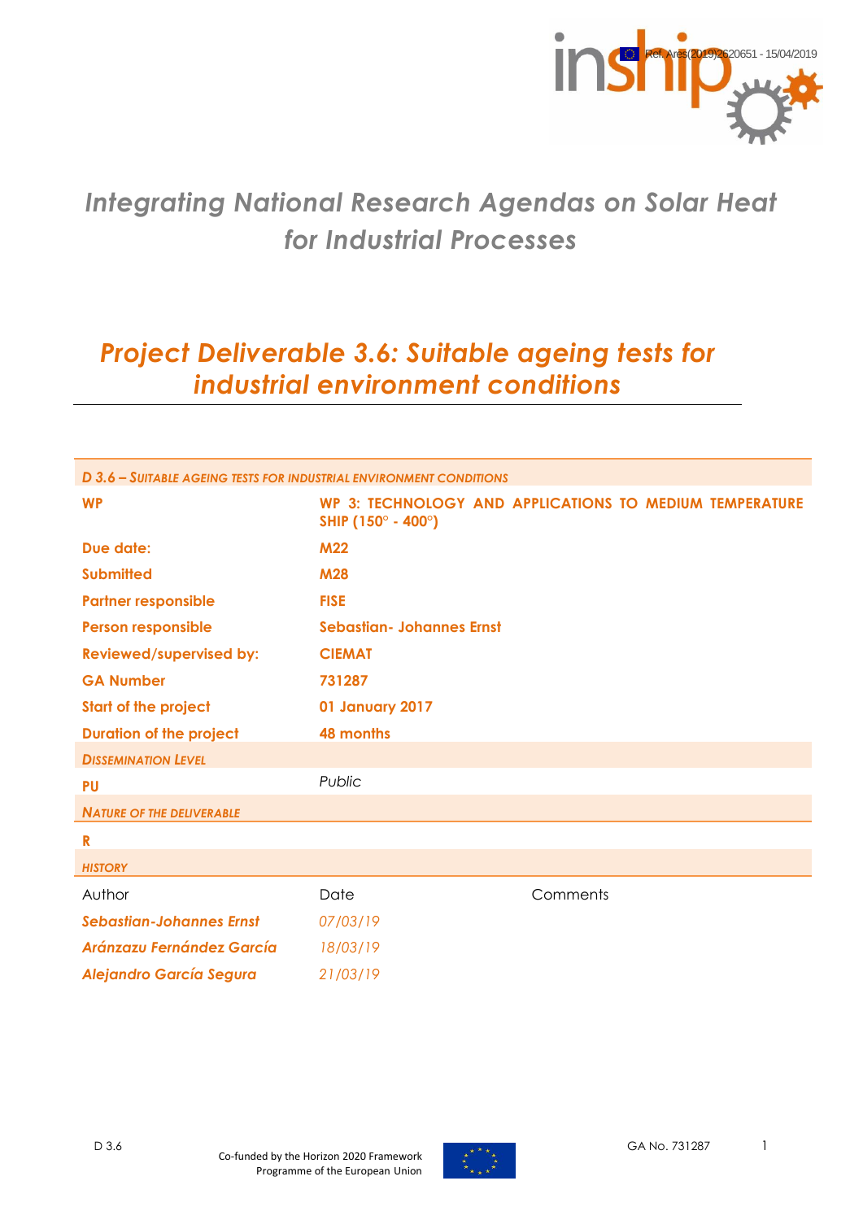Ref. Ares(2019)2620651 - 15/04/2019

# *Integrating National Research Agendas on Solar Heat for Industrial Processes*

# *Project Deliverable 3.6: Suitable ageing tests for industrial environment conditions*

| ***D 3.6 – Suitable ageing tests for industrial environment conditions*** | | |
|---|---|---|
| **WP** | **WP 3: TECHNOLOGY AND APPLICATIONS TO MEDIUM TEMPERATURE SHIP (150° - 400°)** | |
| **Due date:** | **M22** | |
| **Submitted** | **M28** | |
| **Partner responsible** | **FISE** | |
| **Person responsible** | **Sebastian- Johannes Ernst** | |
| **Reviewed/supervised by:** | **CIEMAT** | |
| **GA Number** | **731287** | |
| **Start of the project** | **01 January 2017** | |
| **Duration of the project** | **48 months** | |
| ***Dissemination Level*** | | |
| **PU** | *Public* | |
| ***Nature of the deliverable*** | | |
| **R** | | |
| ***History*** | | |
| Author | Date | Comments |
| ***Sebastian-Johannes Ernst*** | *07/03/19* | |
| ***Aránzazu Fernández García*** | *18/03/19* | |
| ***Alejandro García Segura*** | *21/03/19* | |

Co-funded by the Horizon 2020 Framework Programme of the European Union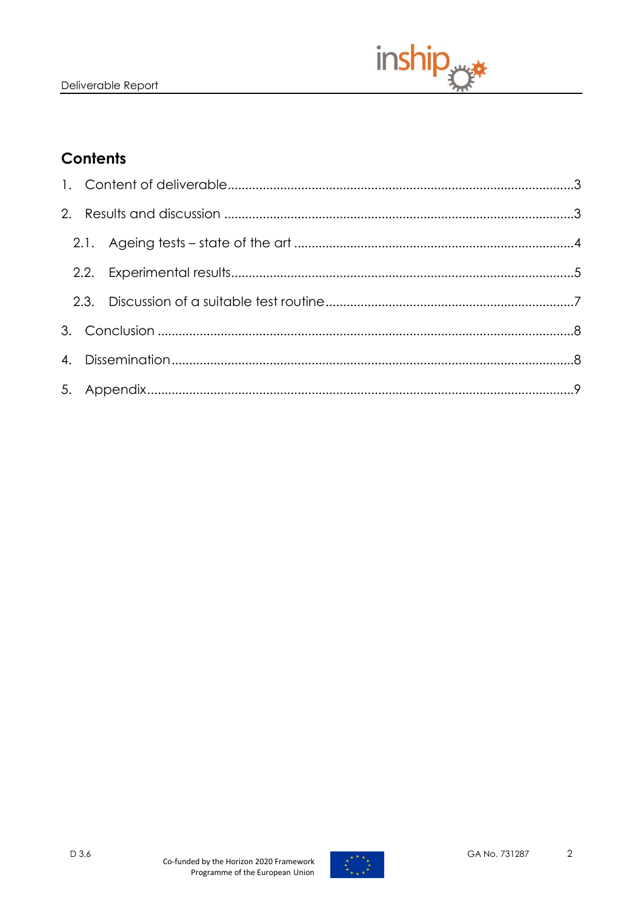## Contents

1. Content of deliverable ........ 3
2. Results and discussion ........ 3
   - 2.1. Ageing tests – state of the art ........ 4
   - 2.2. Experimental results ........ 5
   - 2.3. Discussion of a suitable test routine ........ 7
3. Conclusion ........ 8
4. Dissemination ........ 8
5. Appendix ........ 9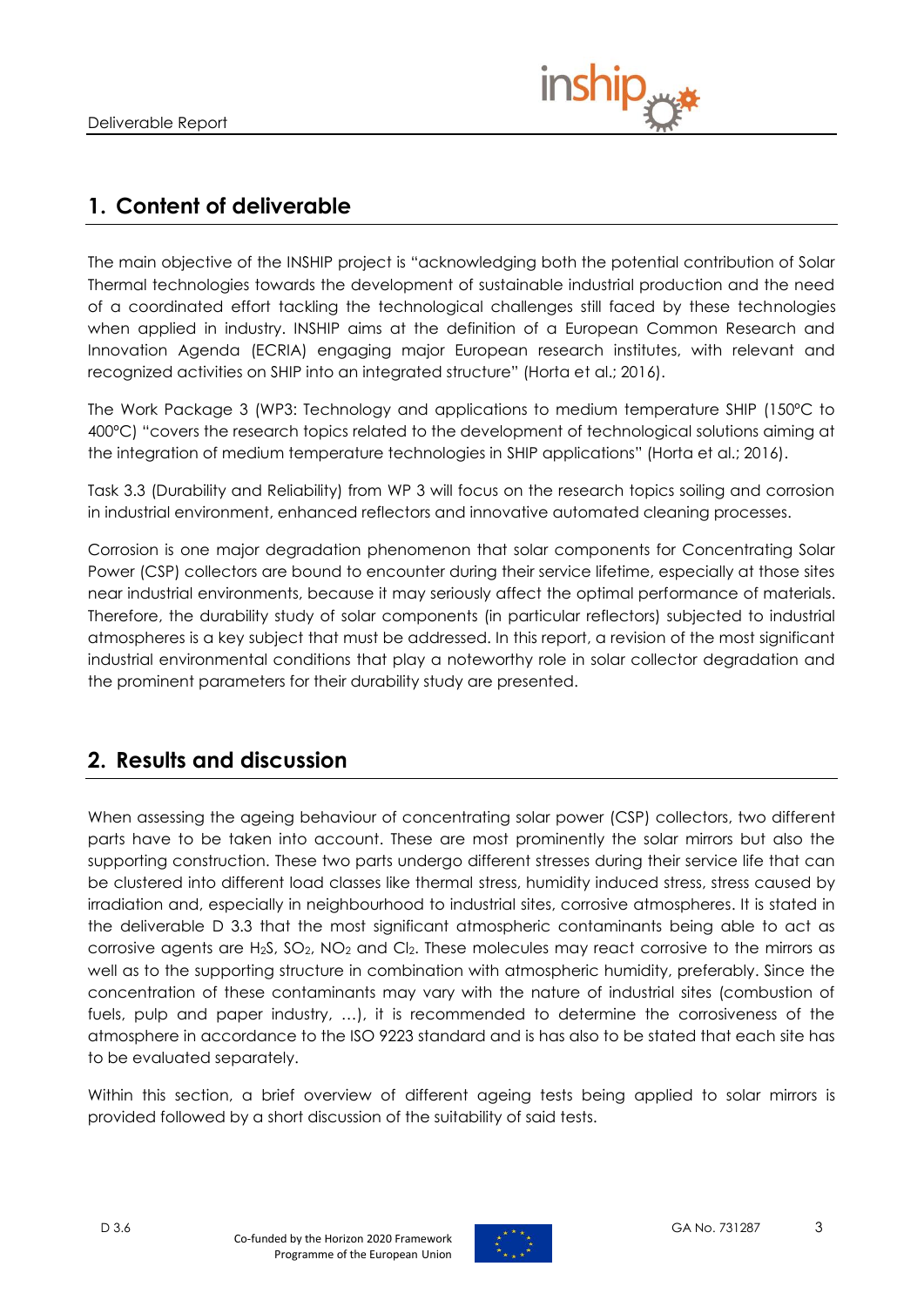## 1. Content of deliverable

The main objective of the INSHIP project is "acknowledging both the potential contribution of Solar Thermal technologies towards the development of sustainable industrial production and the need of a coordinated effort tackling the technological challenges still faced by these technologies when applied in industry. INSHIP aims at the definition of a European Common Research and Innovation Agenda (ECRIA) engaging major European research institutes, with relevant and recognized activities on SHIP into an integrated structure" (Horta et al.; 2016).

The Work Package 3 (WP3: Technology and applications to medium temperature SHIP (150ºC to 400ºC) "covers the research topics related to the development of technological solutions aiming at the integration of medium temperature technologies in SHIP applications" (Horta et al.; 2016).

Task 3.3 (Durability and Reliability) from WP 3 will focus on the research topics soiling and corrosion in industrial environment, enhanced reflectors and innovative automated cleaning processes.

Corrosion is one major degradation phenomenon that solar components for Concentrating Solar Power (CSP) collectors are bound to encounter during their service lifetime, especially at those sites near industrial environments, because it may seriously affect the optimal performance of materials. Therefore, the durability study of solar components (in particular reflectors) subjected to industrial atmospheres is a key subject that must be addressed. In this report, a revision of the most significant industrial environmental conditions that play a noteworthy role in solar collector degradation and the prominent parameters for their durability study are presented.

## 2. Results and discussion

When assessing the ageing behaviour of concentrating solar power (CSP) collectors, two different parts have to be taken into account. These are most prominently the solar mirrors but also the supporting construction. These two parts undergo different stresses during their service life that can be clustered into different load classes like thermal stress, humidity induced stress, stress caused by irradiation and, especially in neighbourhood to industrial sites, corrosive atmospheres. It is stated in the deliverable D 3.3 that the most significant atmospheric contaminants being able to act as corrosive agents are $H_2S$, $SO_2$, $NO_2$ and $Cl_2$. These molecules may react corrosive to the mirrors as well as to the supporting structure in combination with atmospheric humidity, preferably. Since the concentration of these contaminants may vary with the nature of industrial sites (combustion of fuels, pulp and paper industry, …), it is recommended to determine the corrosiveness of the atmosphere in accordance to the ISO 9223 standard and is has also to be stated that each site has to be evaluated separately.

Within this section, a brief overview of different ageing tests being applied to solar mirrors is provided followed by a short discussion of the suitability of said tests.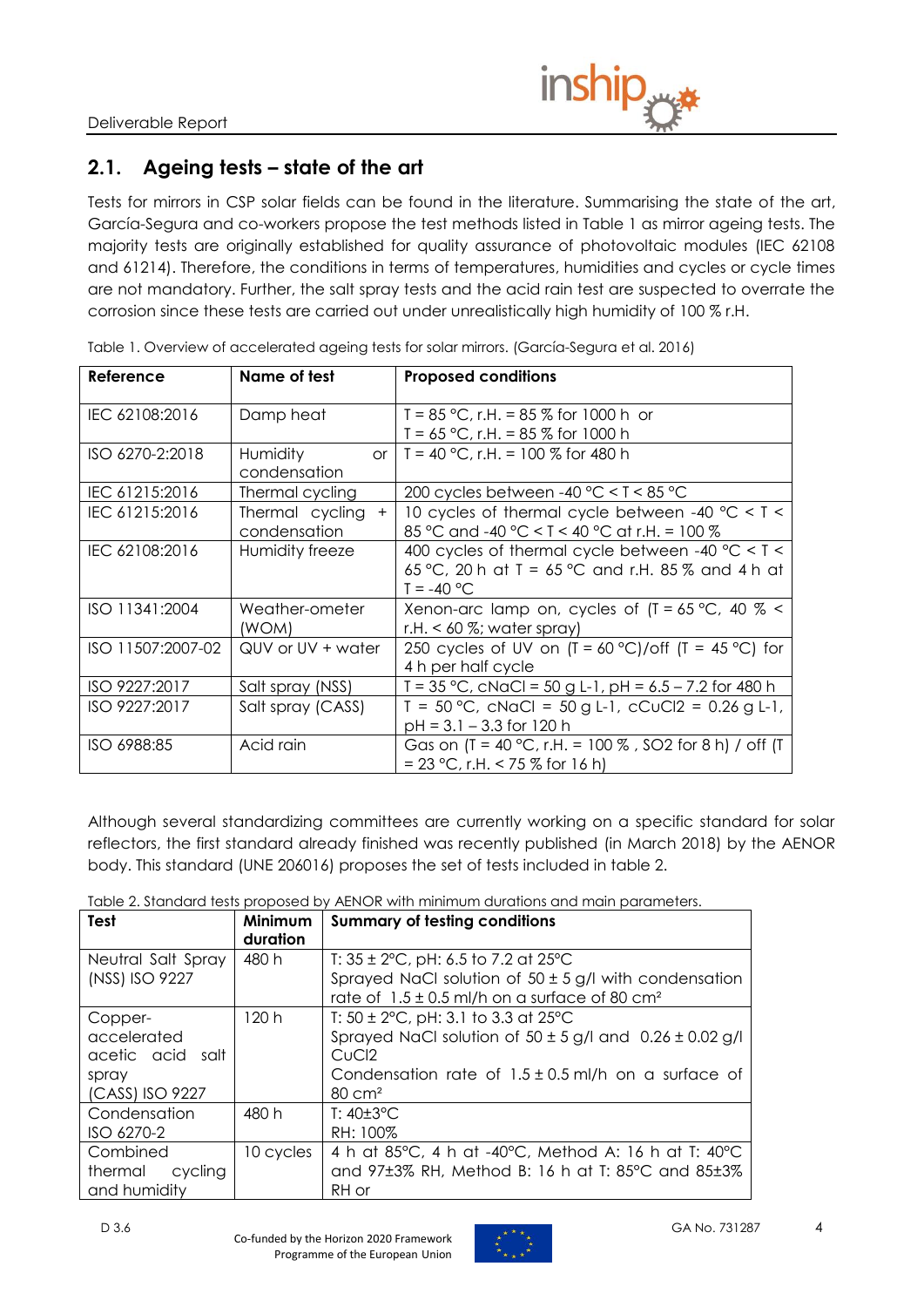## 2.1. Ageing tests – state of the art

Tests for mirrors in CSP solar fields can be found in the literature. Summarising the state of the art, García-Segura and co-workers propose the test methods listed in Table 1 as mirror ageing tests. The majority tests are originally established for quality assurance of photovoltaic modules (IEC 62108 and 61214). Therefore, the conditions in terms of temperatures, humidities and cycles or cycle times are not mandatory. Further, the salt spray tests and the acid rain test are suspected to overrate the corrosion since these tests are carried out under unrealistically high humidity of 100 % r.H.

Table 1. Overview of accelerated ageing tests for solar mirrors. (García-Segura et al. 2016)

| Reference | Name of test | Proposed conditions |
|---|---|---|
| IEC 62108:2016 | Damp heat | T = 85 °C, r.H. = 85 % for 1000 h or<br>T = 65 °C, r.H. = 85 % for 1000 h |
| ISO 6270-2:2018 | Humidity or condensation | T = 40 °C, r.H. = 100 % for 480 h |
| IEC 61215:2016 | Thermal cycling | 200 cycles between -40 °C < T < 85 °C |
| IEC 61215:2016 | Thermal cycling + condensation | 10 cycles of thermal cycle between -40 °C < T < 85 °C and -40 °C < T < 40 °C at r.H. = 100 % |
| IEC 62108:2016 | Humidity freeze | 400 cycles of thermal cycle between -40 °C < T < 65 °C, 20 h at T = 65 °C and r.H. 85 % and 4 h at T = -40 °C |
| ISO 11341:2004 | Weather-ometer (WOM) | Xenon-arc lamp on, cycles of (T = 65 °C, 40 % < r.H. < 60 %; water spray) |
| ISO 11507:2007-02 | QUV or UV + water | 250 cycles of UV on (T = 60 °C)/off (T = 45 °C) for 4 h per half cycle |
| ISO 9227:2017 | Salt spray (NSS) | T = 35 °C, cNaCl = 50 g L-1, pH = 6.5 – 7.2 for 480 h |
| ISO 9227:2017 | Salt spray (CASS) | T = 50 °C, cNaCl = 50 g L-1, cCuCl2 = 0.26 g L-1, pH = 3.1 – 3.3 for 120 h |
| ISO 6988:85 | Acid rain | Gas on (T = 40 °C, r.H. = 100 % , SO2 for 8 h) / off (T = 23 °C, r.H. < 75 % for 16 h) |

Although several standardizing committees are currently working on a specific standard for solar reflectors, the first standard already finished was recently published (in March 2018) by the AENOR body. This standard (UNE 206016) proposes the set of tests included in table 2.

Table 2. Standard tests proposed by AENOR with minimum durations and main parameters.

| Test | Minimum duration | Summary of testing conditions |
|---|---|---|
| Neutral Salt Spray (NSS) ISO 9227 | 480 h | T: 35 ± 2°C, pH: 6.5 to 7.2 at 25°C<br>Sprayed NaCl solution of 50 ± 5 g/l with condensation rate of 1.5 ± 0.5 ml/h on a surface of 80 cm² |
| Copper-accelerated acetic acid salt spray (CASS) ISO 9227 | 120 h | T: 50 ± 2°C, pH: 3.1 to 3.3 at 25°C<br>Sprayed NaCl solution of 50 ± 5 g/l and 0.26 ± 0.02 g/l CuCl2<br>Condensation rate of 1.5 ± 0.5 ml/h on a surface of 80 cm² |
| Condensation ISO 6270-2 | 480 h | T: 40±3°C<br>RH: 100% |
| Combined thermal cycling and humidity | 10 cycles | 4 h at 85°C, 4 h at -40°C, Method A: 16 h at T: 40°C and 97±3% RH, Method B: 16 h at T: 85°C and 85±3% RH or |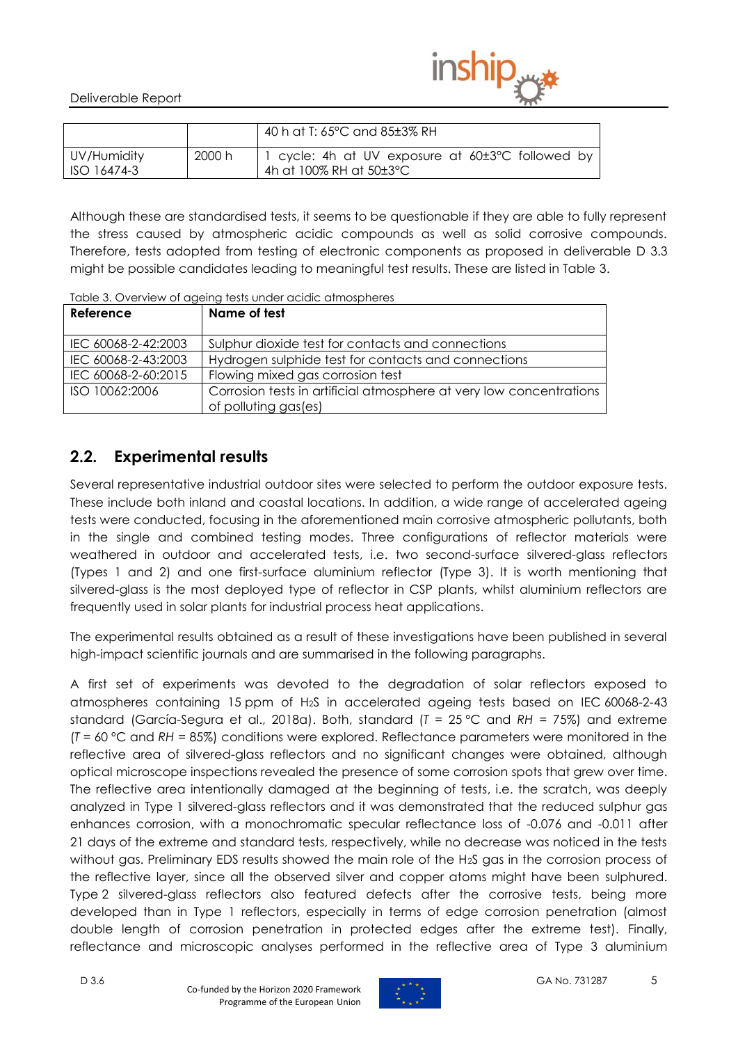|  |  | 40 h at T: 65°C and 85±3% RH |
| --- | --- | --- |
| UV/Humidity ISO 16474-3 | 2000 h | 1 cycle: 4h at UV exposure at 60±3°C followed by 4h at 100% RH at 50±3°C |

Although these are standardised tests, it seems to be questionable if they are able to fully represent the stress caused by atmospheric acidic compounds as well as solid corrosive compounds. Therefore, tests adopted from testing of electronic components as proposed in deliverable D 3.3 might be possible candidates leading to meaningful test results. These are listed in Table 3.

Table 3. Overview of ageing tests under acidic atmospheres

| Reference | Name of test |
| --- | --- |
| IEC 60068-2-42:2003 | Sulphur dioxide test for contacts and connections |
| IEC 60068-2-43:2003 | Hydrogen sulphide test for contacts and connections |
| IEC 60068-2-60:2015 | Flowing mixed gas corrosion test |
| ISO 10062:2006 | Corrosion tests in artificial atmosphere at very low concentrations of polluting gas(es) |

## 2.2. Experimental results

Several representative industrial outdoor sites were selected to perform the outdoor exposure tests. These include both inland and coastal locations. In addition, a wide range of accelerated ageing tests were conducted, focusing in the aforementioned main corrosive atmospheric pollutants, both in the single and combined testing modes. Three configurations of reflector materials were weathered in outdoor and accelerated tests, i.e. two second-surface silvered-glass reflectors (Types 1 and 2) and one first-surface aluminium reflector (Type 3). It is worth mentioning that silvered-glass is the most deployed type of reflector in CSP plants, whilst aluminium reflectors are frequently used in solar plants for industrial process heat applications.

The experimental results obtained as a result of these investigations have been published in several high-impact scientific journals and are summarised in the following paragraphs.

A first set of experiments was devoted to the degradation of solar reflectors exposed to atmospheres containing 15 ppm of $H_2S$ in accelerated ageing tests based on IEC 60068-2-43 standard (García-Segura et al., 2018a). Both, standard ($T$ = 25 °C and $RH$ = 75%) and extreme ($T$ = 60 °C and $RH$ = 85%) conditions were explored. Reflectance parameters were monitored in the reflective area of silvered-glass reflectors and no significant changes were obtained, although optical microscope inspections revealed the presence of some corrosion spots that grew over time. The reflective area intentionally damaged at the beginning of tests, i.e. the scratch, was deeply analyzed in Type 1 silvered-glass reflectors and it was demonstrated that the reduced sulphur gas enhances corrosion, with a monochromatic specular reflectance loss of -0.076 and -0.011 after 21 days of the extreme and standard tests, respectively, while no decrease was noticed in the tests without gas. Preliminary EDS results showed the main role of the $H_2S$ gas in the corrosion process of the reflective layer, since all the observed silver and copper atoms might have been sulphured. Type 2 silvered-glass reflectors also featured defects after the corrosive tests, being more developed than in Type 1 reflectors, especially in terms of edge corrosion penetration (almost double length of corrosion penetration in protected edges after the extreme test). Finally, reflectance and microscopic analyses performed in the reflective area of Type 3 aluminium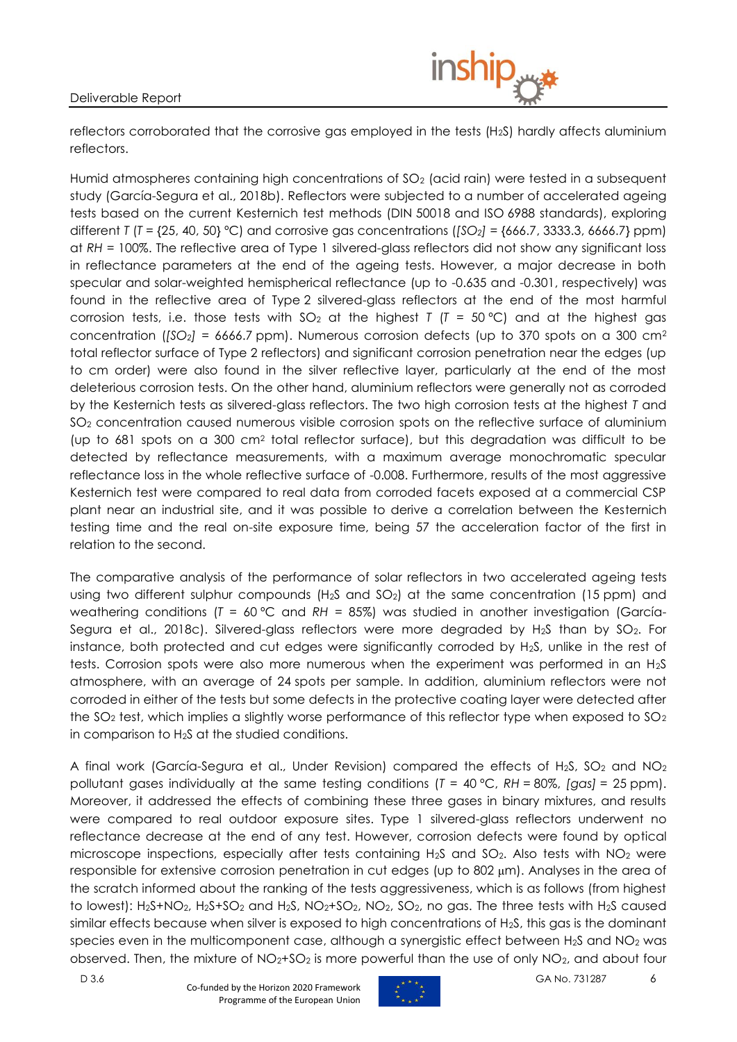reflectors corroborated that the corrosive gas employed in the tests ($H_2S$) hardly affects aluminium reflectors.

Humid atmospheres containing high concentrations of $SO_2$ (acid rain) were tested in a subsequent study (García-Segura et al., 2018b). Reflectors were subjected to a number of accelerated ageing tests based on the current Kesternich test methods (DIN 50018 and ISO 6988 standards), exploring different $T$ ($T$ = {25, 40, 50} °C) and corrosive gas concentrations ($[SO_2]$ = {666.7, 3333.3, 6666.7} ppm) at $RH$ = 100%. The reflective area of Type 1 silvered-glass reflectors did not show any significant loss in reflectance parameters at the end of the ageing tests. However, a major decrease in both specular and solar-weighted hemispherical reflectance (up to -0.635 and -0.301, respectively) was found in the reflective area of Type 2 silvered-glass reflectors at the end of the most harmful corrosion tests, i.e. those tests with $SO_2$ at the highest $T$ ($T$ = 50 °C) and at the highest gas concentration ($[SO_2]$ = 6666.7 ppm). Numerous corrosion defects (up to 370 spots on a 300 $cm^2$ total reflector surface of Type 2 reflectors) and significant corrosion penetration near the edges (up to cm order) were also found in the silver reflective layer, particularly at the end of the most deleterious corrosion tests. On the other hand, aluminium reflectors were generally not as corroded by the Kesternich tests as silvered-glass reflectors. The two high corrosion tests at the highest $T$ and $SO_2$ concentration caused numerous visible corrosion spots on the reflective surface of aluminium (up to 681 spots on a 300 $cm^2$ total reflector surface), but this degradation was difficult to be detected by reflectance measurements, with a maximum average monochromatic specular reflectance loss in the whole reflective surface of -0.008. Furthermore, results of the most aggressive Kesternich test were compared to real data from corroded facets exposed at a commercial CSP plant near an industrial site, and it was possible to derive a correlation between the Kesternich testing time and the real on-site exposure time, being 57 the acceleration factor of the first in relation to the second.

The comparative analysis of the performance of solar reflectors in two accelerated ageing tests using two different sulphur compounds ($H_2S$ and $SO_2$) at the same concentration (15 ppm) and weathering conditions ($T$ = 60 °C and $RH$ = 85%) was studied in another investigation (García-Segura et al., 2018c). Silvered-glass reflectors were more degraded by $H_2S$ than by $SO_2$. For instance, both protected and cut edges were significantly corroded by $H_2S$, unlike in the rest of tests. Corrosion spots were also more numerous when the experiment was performed in an $H_2S$ atmosphere, with an average of 24 spots per sample. In addition, aluminium reflectors were not corroded in either of the tests but some defects in the protective coating layer were detected after the $SO_2$ test, which implies a slightly worse performance of this reflector type when exposed to $SO_2$ in comparison to $H_2S$ at the studied conditions.

A final work (García-Segura et al., Under Revision) compared the effects of $H_2S$, $SO_2$ and $NO_2$ pollutant gases individually at the same testing conditions ($T$ = 40 °C, $RH$ = 80%, $[gas]$ = 25 ppm). Moreover, it addressed the effects of combining these three gases in binary mixtures, and results were compared to real outdoor exposure sites. Type 1 silvered-glass reflectors underwent no reflectance decrease at the end of any test. However, corrosion defects were found by optical microscope inspections, especially after tests containing $H_2S$ and $SO_2$. Also tests with $NO_2$ were responsible for extensive corrosion penetration in cut edges (up to 802 μm). Analyses in the area of the scratch informed about the ranking of the tests aggressiveness, which is as follows (from highest to lowest): $H_2S$+$NO_2$, $H_2S$+$SO_2$ and $H_2S$, $NO_2$+$SO_2$, $NO_2$, $SO_2$, no gas. The three tests with $H_2S$ caused similar effects because when silver is exposed to high concentrations of $H_2S$, this gas is the dominant species even in the multicomponent case, although a synergistic effect between $H_2S$ and $NO_2$ was observed. Then, the mixture of $NO_2$+$SO_2$ is more powerful than the use of only $NO_2$, and about four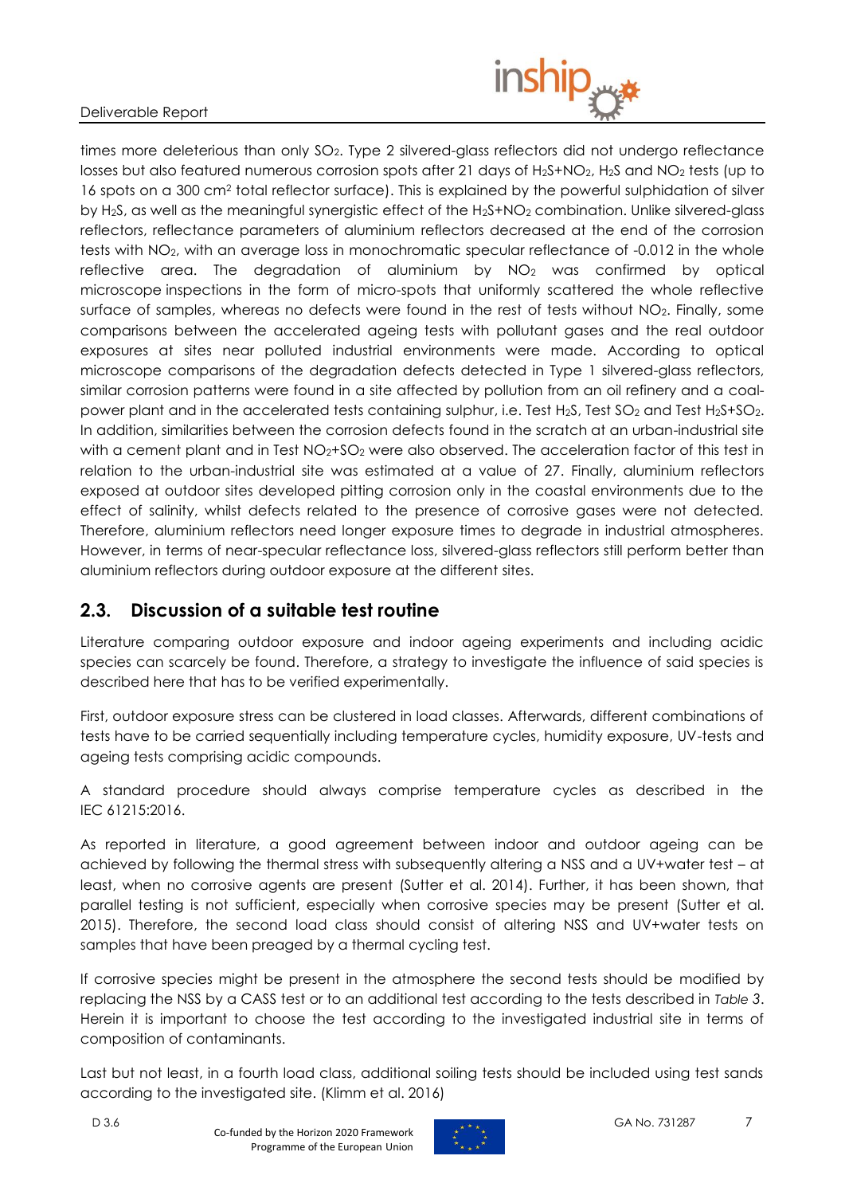times more deleterious than only $SO_2$. Type 2 silvered-glass reflectors did not undergo reflectance losses but also featured numerous corrosion spots after 21 days of $H_2S$+$NO_2$, $H_2S$ and $NO_2$ tests (up to 16 spots on a 300 $cm^2$ total reflector surface). This is explained by the powerful sulphidation of silver by $H_2S$, as well as the meaningful synergistic effect of the $H_2S$+$NO_2$ combination. Unlike silvered-glass reflectors, reflectance parameters of aluminium reflectors decreased at the end of the corrosion tests with $NO_2$, with an average loss in monochromatic specular reflectance of -0.012 in the whole reflective area. The degradation of aluminium by $NO_2$ was confirmed by optical microscope inspections in the form of micro-spots that uniformly scattered the whole reflective surface of samples, whereas no defects were found in the rest of tests without $NO_2$. Finally, some comparisons between the accelerated ageing tests with pollutant gases and the real outdoor exposures at sites near polluted industrial environments were made. According to optical microscope comparisons of the degradation defects detected in Type 1 silvered-glass reflectors, similar corrosion patterns were found in a site affected by pollution from an oil refinery and a coal-power plant and in the accelerated tests containing sulphur, i.e. Test $H_2S$, Test $SO_2$ and Test $H_2S$+$SO_2$. In addition, similarities between the corrosion defects found in the scratch at an urban-industrial site with a cement plant and in Test $NO_2$+$SO_2$ were also observed. The acceleration factor of this test in relation to the urban-industrial site was estimated at a value of 27. Finally, aluminium reflectors exposed at outdoor sites developed pitting corrosion only in the coastal environments due to the effect of salinity, whilst defects related to the presence of corrosive gases were not detected. Therefore, aluminium reflectors need longer exposure times to degrade in industrial atmospheres. However, in terms of near-specular reflectance loss, silvered-glass reflectors still perform better than aluminium reflectors during outdoor exposure at the different sites.

## 2.3. Discussion of a suitable test routine

Literature comparing outdoor exposure and indoor ageing experiments and including acidic species can scarcely be found. Therefore, a strategy to investigate the influence of said species is described here that has to be verified experimentally.

First, outdoor exposure stress can be clustered in load classes. Afterwards, different combinations of tests have to be carried sequentially including temperature cycles, humidity exposure, UV-tests and ageing tests comprising acidic compounds.

A standard procedure should always comprise temperature cycles as described in the IEC 61215:2016.

As reported in literature, a good agreement between indoor and outdoor ageing can be achieved by following the thermal stress with subsequently altering a NSS and a UV+water test – at least, when no corrosive agents are present (Sutter et al. 2014). Further, it has been shown, that parallel testing is not sufficient, especially when corrosive species may be present (Sutter et al. 2015). Therefore, the second load class should consist of altering NSS and UV+water tests on samples that have been preaged by a thermal cycling test.

If corrosive species might be present in the atmosphere the second tests should be modified by replacing the NSS by a CASS test or to an additional test according to the tests described in *Table 3*. Herein it is important to choose the test according to the investigated industrial site in terms of composition of contaminants.

Last but not least, in a fourth load class, additional soiling tests should be included using test sands according to the investigated site. (Klimm et al. 2016)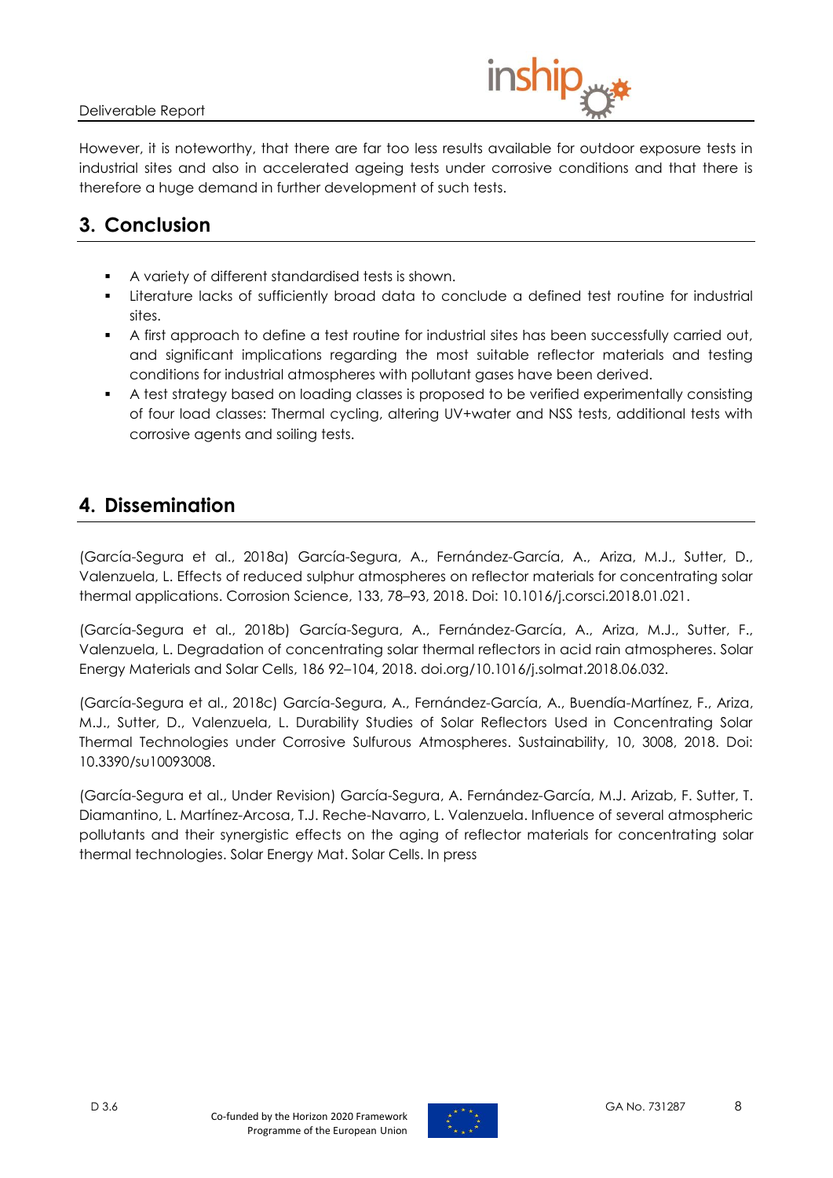However, it is noteworthy, that there are far too less results available for outdoor exposure tests in industrial sites and also in accelerated ageing tests under corrosive conditions and that there is therefore a huge demand in further development of such tests.

## 3. Conclusion

- A variety of different standardised tests is shown.
- Literature lacks of sufficiently broad data to conclude a defined test routine for industrial sites.
- A first approach to define a test routine for industrial sites has been successfully carried out, and significant implications regarding the most suitable reflector materials and testing conditions for industrial atmospheres with pollutant gases have been derived.
- A test strategy based on loading classes is proposed to be verified experimentally consisting of four load classes: Thermal cycling, altering UV+water and NSS tests, additional tests with corrosive agents and soiling tests.

## 4. Dissemination

(García-Segura et al., 2018a) García-Segura, A., Fernández-García, A., Ariza, M.J., Sutter, D., Valenzuela, L. Effects of reduced sulphur atmospheres on reflector materials for concentrating solar thermal applications. Corrosion Science, 133, 78–93, 2018. Doi: 10.1016/j.corsci.2018.01.021.

(García-Segura et al., 2018b) García-Segura, A., Fernández-García, A., Ariza, M.J., Sutter, F., Valenzuela, L. Degradation of concentrating solar thermal reflectors in acid rain atmospheres. Solar Energy Materials and Solar Cells, 186 92–104, 2018. doi.org/10.1016/j.solmat.2018.06.032.

(García-Segura et al., 2018c) García-Segura, A., Fernández-García, A., Buendía-Martínez, F., Ariza, M.J., Sutter, D., Valenzuela, L. Durability Studies of Solar Reflectors Used in Concentrating Solar Thermal Technologies under Corrosive Sulfurous Atmospheres. Sustainability, 10, 3008, 2018. Doi: 10.3390/su10093008.

(García-Segura et al., Under Revision) García-Segura, A. Fernández-García, M.J. Arizab, F. Sutter, T. Diamantino, L. Martínez-Arcosa, T.J. Reche-Navarro, L. Valenzuela. Influence of several atmospheric pollutants and their synergistic effects on the aging of reflector materials for concentrating solar thermal technologies. Solar Energy Mat. Solar Cells. In press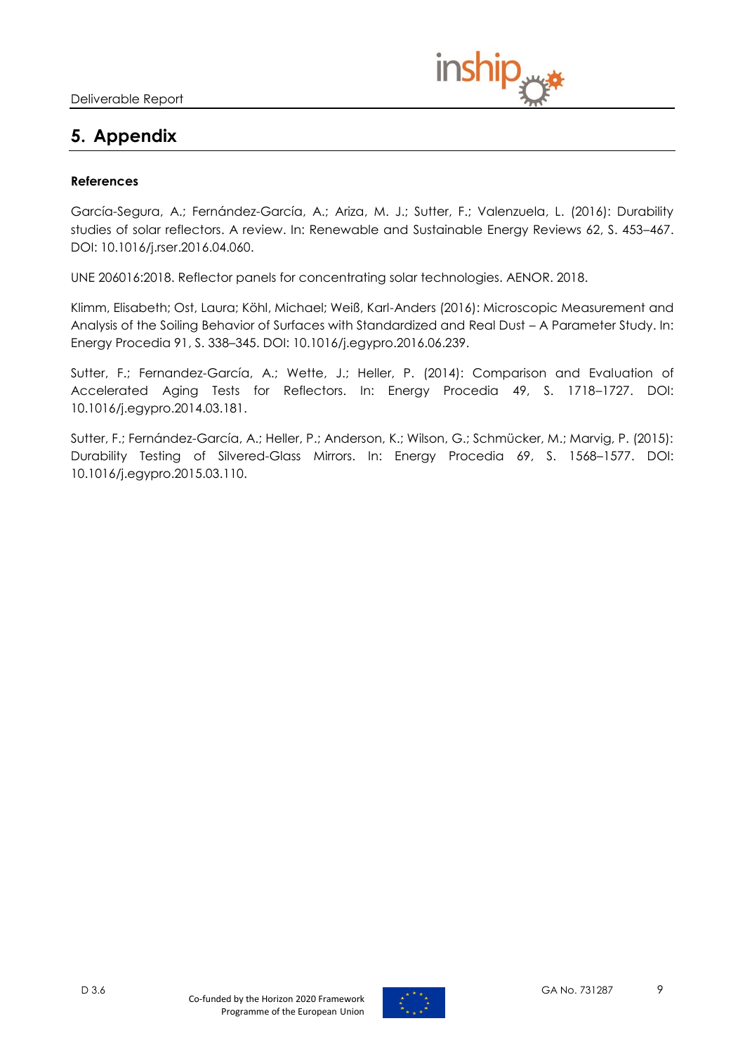# 5. Appendix

**References**

García-Segura, A.; Fernández-García, A.; Ariza, M. J.; Sutter, F.; Valenzuela, L. (2016): Durability studies of solar reflectors. A review. In: Renewable and Sustainable Energy Reviews 62, S. 453–467. DOI: 10.1016/j.rser.2016.04.060.

UNE 206016:2018. Reflector panels for concentrating solar technologies. AENOR. 2018.

Klimm, Elisabeth; Ost, Laura; Köhl, Michael; Weiß, Karl-Anders (2016): Microscopic Measurement and Analysis of the Soiling Behavior of Surfaces with Standardized and Real Dust – A Parameter Study. In: Energy Procedia 91, S. 338–345. DOI: 10.1016/j.egypro.2016.06.239.

Sutter, F.; Fernandez-García, A.; Wette, J.; Heller, P. (2014): Comparison and Evaluation of Accelerated Aging Tests for Reflectors. In: Energy Procedia 49, S. 1718–1727. DOI: 10.1016/j.egypro.2014.03.181.

Sutter, F.; Fernández-García, A.; Heller, P.; Anderson, K.; Wilson, G.; Schmücker, M.; Marvig, P. (2015): Durability Testing of Silvered-Glass Mirrors. In: Energy Procedia 69, S. 1568–1577. DOI: 10.1016/j.egypro.2015.03.110.